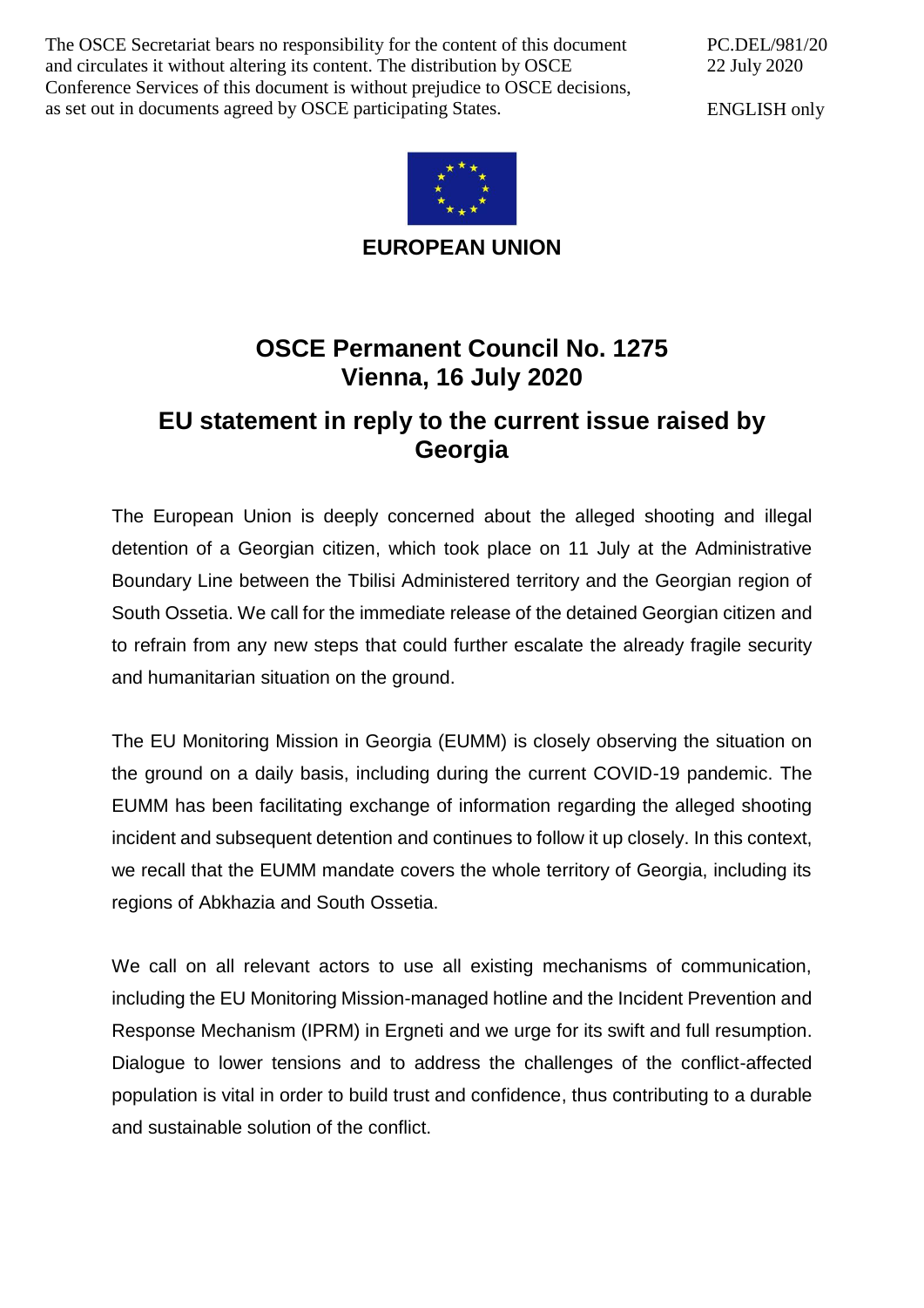The OSCE Secretariat bears no responsibility for the content of this document and circulates it without altering its content. The distribution by OSCE Conference Services of this document is without prejudice to OSCE decisions, as set out in documents agreed by OSCE participating States.

PC.DEL/981/20
22 July 2020

ENGLISH only

**EUROPEAN UNION**

# OSCE Permanent Council No. 1275
# Vienna, 16 July 2020

## EU statement in reply to the current issue raised by Georgia

The European Union is deeply concerned about the alleged shooting and illegal detention of a Georgian citizen, which took place on 11 July at the Administrative Boundary Line between the Tbilisi Administered territory and the Georgian region of South Ossetia. We call for the immediate release of the detained Georgian citizen and to refrain from any new steps that could further escalate the already fragile security and humanitarian situation on the ground.

The EU Monitoring Mission in Georgia (EUMM) is closely observing the situation on the ground on a daily basis, including during the current COVID-19 pandemic. The EUMM has been facilitating exchange of information regarding the alleged shooting incident and subsequent detention and continues to follow it up closely. In this context, we recall that the EUMM mandate covers the whole territory of Georgia, including its regions of Abkhazia and South Ossetia.

We call on all relevant actors to use all existing mechanisms of communication, including the EU Monitoring Mission-managed hotline and the Incident Prevention and Response Mechanism (IPRM) in Ergneti and we urge for its swift and full resumption. Dialogue to lower tensions and to address the challenges of the conflict-affected population is vital in order to build trust and confidence, thus contributing to a durable and sustainable solution of the conflict.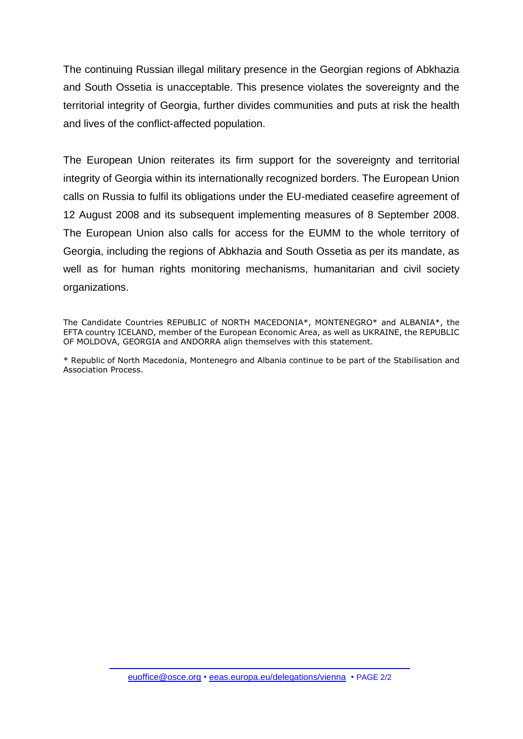The continuing Russian illegal military presence in the Georgian regions of Abkhazia and South Ossetia is unacceptable. This presence violates the sovereignty and the territorial integrity of Georgia, further divides communities and puts at risk the health and lives of the conflict-affected population.

The European Union reiterates its firm support for the sovereignty and territorial integrity of Georgia within its internationally recognized borders. The European Union calls on Russia to fulfil its obligations under the EU-mediated ceasefire agreement of 12 August 2008 and its subsequent implementing measures of 8 September 2008. The European Union also calls for access for the EUMM to the whole territory of Georgia, including the regions of Abkhazia and South Ossetia as per its mandate, as well as for human rights monitoring mechanisms, humanitarian and civil society organizations.

The Candidate Countries REPUBLIC of NORTH MACEDONIA*, MONTENEGRO* and ALBANIA*, the EFTA country ICELAND, member of the European Economic Area, as well as UKRAINE, the REPUBLIC OF MOLDOVA, GEORGIA and ANDORRA align themselves with this statement.

* Republic of North Macedonia, Montenegro and Albania continue to be part of the Stabilisation and Association Process.